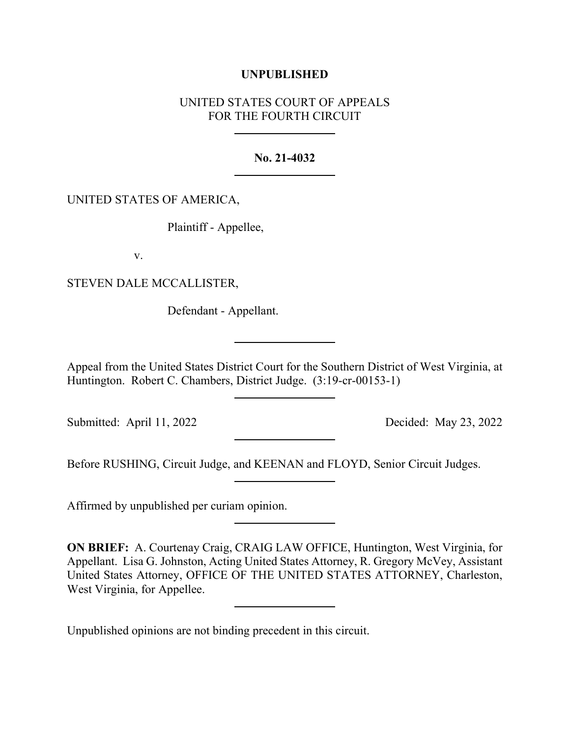**UNPUBLISHED**

UNITED STATES COURT OF APPEALS
FOR THE FOURTH CIRCUIT

---

**No. 21-4032**

---

UNITED STATES OF AMERICA,

Plaintiff - Appellee,

v.

STEVEN DALE MCCALLISTER,

Defendant - Appellant.

---

Appeal from the United States District Court for the Southern District of West Virginia, at Huntington. Robert C. Chambers, District Judge. (3:19-cr-00153-1)

---

Submitted: April 11, 2022 Decided: May 23, 2022

---

Before RUSHING, Circuit Judge, and KEENAN and FLOYD, Senior Circuit Judges.

---

Affirmed by unpublished per curiam opinion.

---

**ON BRIEF:** A. Courtenay Craig, CRAIG LAW OFFICE, Huntington, West Virginia, for Appellant. Lisa G. Johnston, Acting United States Attorney, R. Gregory McVey, Assistant United States Attorney, OFFICE OF THE UNITED STATES ATTORNEY, Charleston, West Virginia, for Appellee.

---

Unpublished opinions are not binding precedent in this circuit.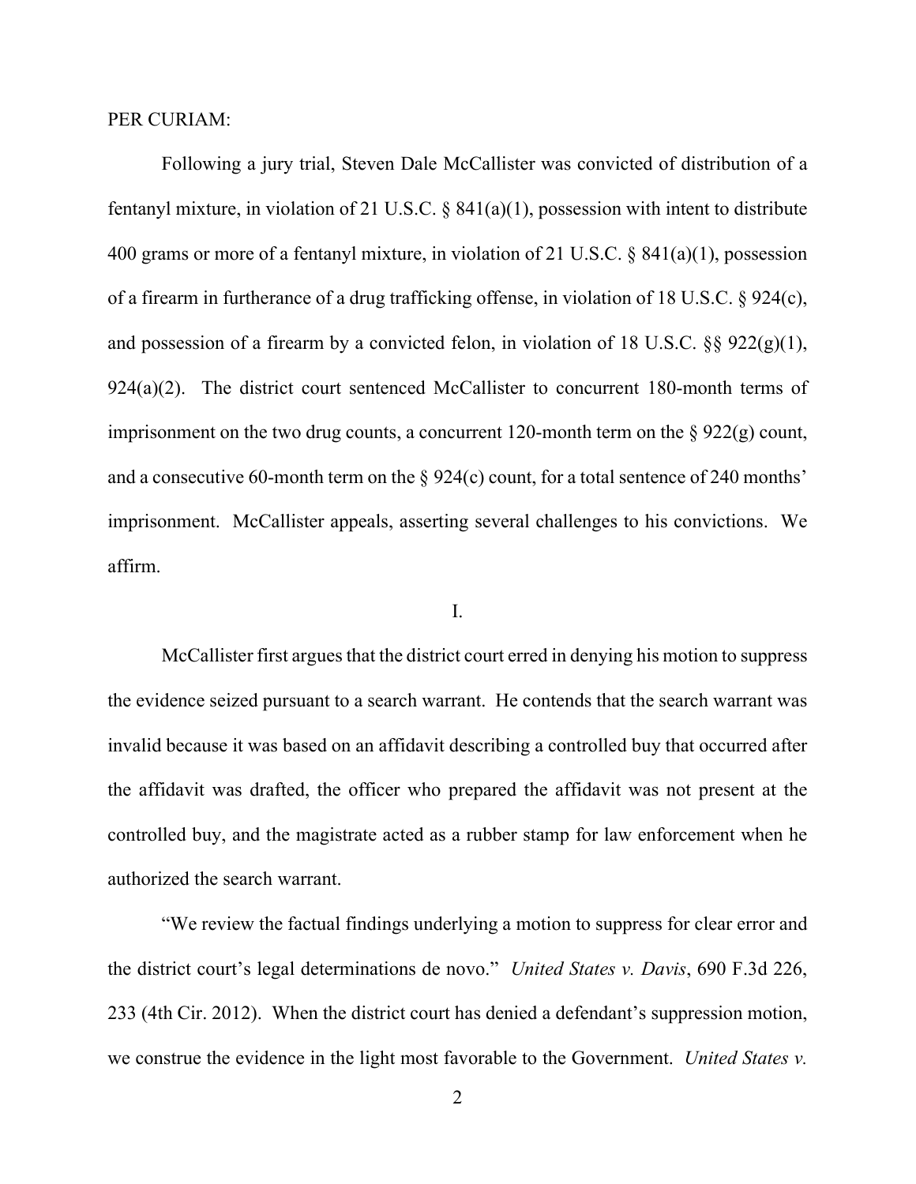PER CURIAM:

Following a jury trial, Steven Dale McCallister was convicted of distribution of a fentanyl mixture, in violation of 21 U.S.C. § 841(a)(1), possession with intent to distribute 400 grams or more of a fentanyl mixture, in violation of 21 U.S.C. § 841(a)(1), possession of a firearm in furtherance of a drug trafficking offense, in violation of 18 U.S.C. § 924(c), and possession of a firearm by a convicted felon, in violation of 18 U.S.C. §§ 922(g)(1), 924(a)(2). The district court sentenced McCallister to concurrent 180-month terms of imprisonment on the two drug counts, a concurrent 120-month term on the § 922(g) count, and a consecutive 60-month term on the § 924(c) count, for a total sentence of 240 months' imprisonment. McCallister appeals, asserting several challenges to his convictions. We affirm.

I.

McCallister first argues that the district court erred in denying his motion to suppress the evidence seized pursuant to a search warrant. He contends that the search warrant was invalid because it was based on an affidavit describing a controlled buy that occurred after the affidavit was drafted, the officer who prepared the affidavit was not present at the controlled buy, and the magistrate acted as a rubber stamp for law enforcement when he authorized the search warrant.

"We review the factual findings underlying a motion to suppress for clear error and the district court's legal determinations de novo." *United States v. Davis*, 690 F.3d 226, 233 (4th Cir. 2012). When the district court has denied a defendant's suppression motion, we construe the evidence in the light most favorable to the Government. *United States v.*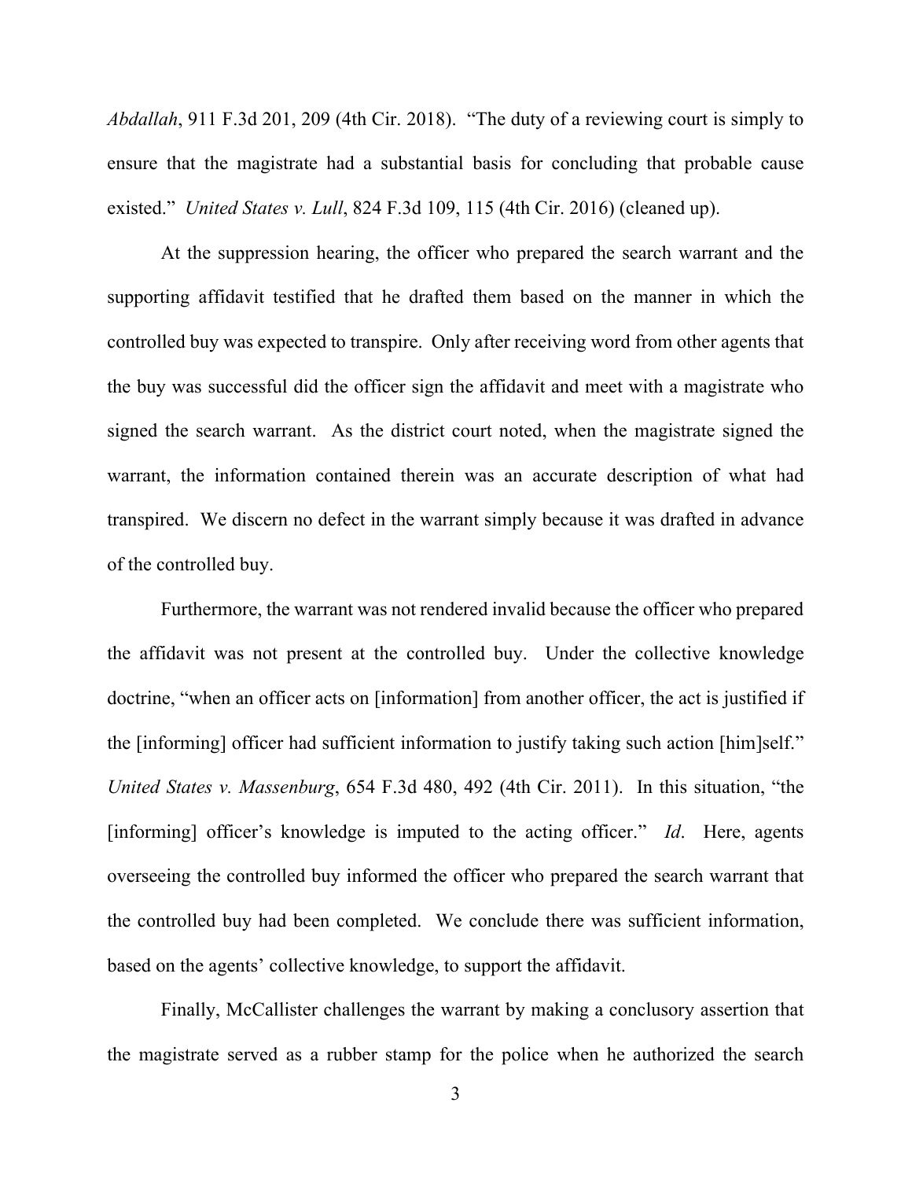*Abdallah*, 911 F.3d 201, 209 (4th Cir. 2018). "The duty of a reviewing court is simply to ensure that the magistrate had a substantial basis for concluding that probable cause existed." *United States v. Lull*, 824 F.3d 109, 115 (4th Cir. 2016) (cleaned up).

At the suppression hearing, the officer who prepared the search warrant and the supporting affidavit testified that he drafted them based on the manner in which the controlled buy was expected to transpire. Only after receiving word from other agents that the buy was successful did the officer sign the affidavit and meet with a magistrate who signed the search warrant. As the district court noted, when the magistrate signed the warrant, the information contained therein was an accurate description of what had transpired. We discern no defect in the warrant simply because it was drafted in advance of the controlled buy.

Furthermore, the warrant was not rendered invalid because the officer who prepared the affidavit was not present at the controlled buy. Under the collective knowledge doctrine, "when an officer acts on [information] from another officer, the act is justified if the [informing] officer had sufficient information to justify taking such action [him]self." *United States v. Massenburg*, 654 F.3d 480, 492 (4th Cir. 2011). In this situation, "the [informing] officer's knowledge is imputed to the acting officer." *Id*. Here, agents overseeing the controlled buy informed the officer who prepared the search warrant that the controlled buy had been completed. We conclude there was sufficient information, based on the agents' collective knowledge, to support the affidavit.

Finally, McCallister challenges the warrant by making a conclusory assertion that the magistrate served as a rubber stamp for the police when he authorized the search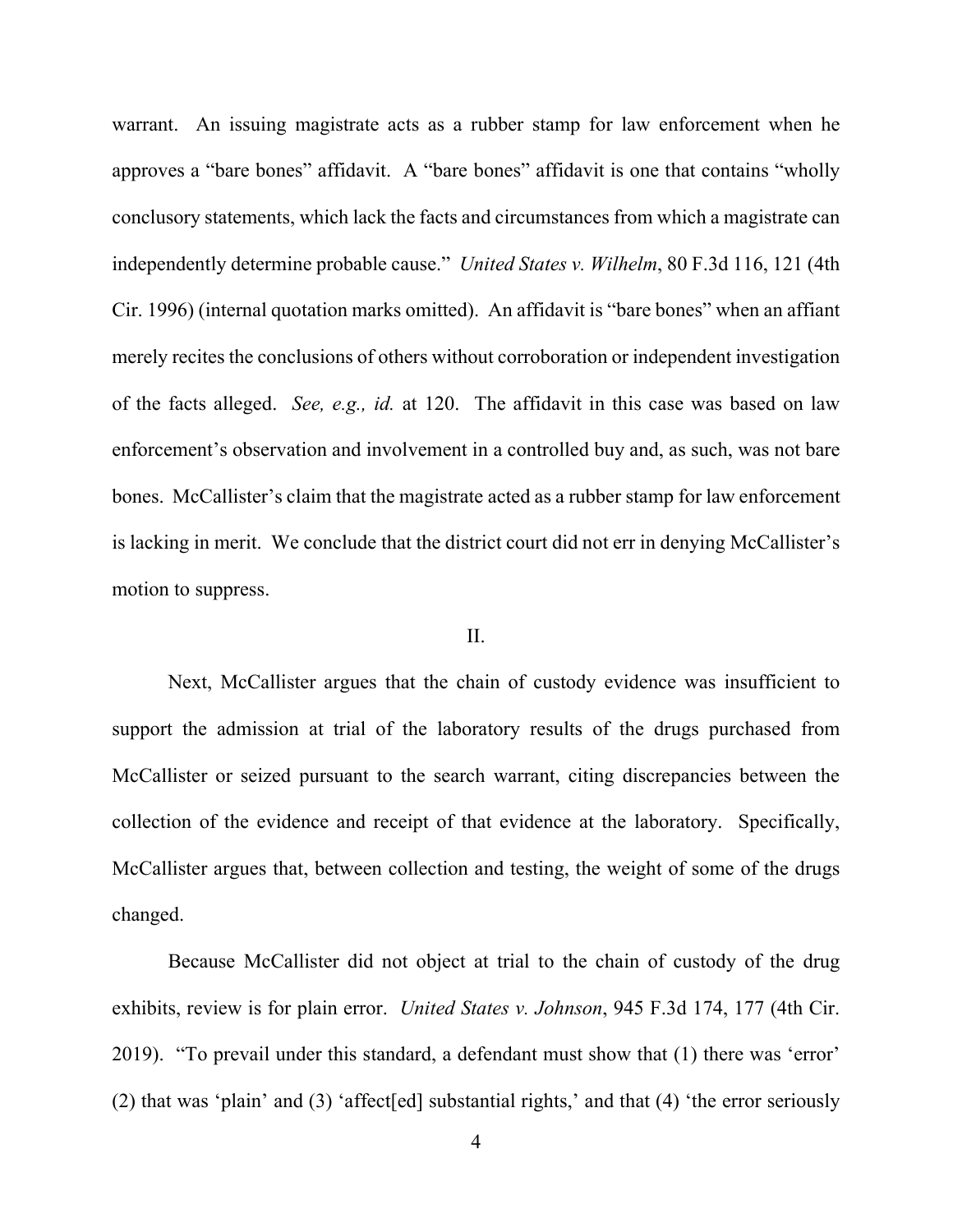warrant. An issuing magistrate acts as a rubber stamp for law enforcement when he approves a "bare bones" affidavit. A "bare bones" affidavit is one that contains "wholly conclusory statements, which lack the facts and circumstances from which a magistrate can independently determine probable cause." *United States v. Wilhelm*, 80 F.3d 116, 121 (4th Cir. 1996) (internal quotation marks omitted). An affidavit is "bare bones" when an affiant merely recites the conclusions of others without corroboration or independent investigation of the facts alleged. *See, e.g., id.* at 120. The affidavit in this case was based on law enforcement's observation and involvement in a controlled buy and, as such, was not bare bones. McCallister's claim that the magistrate acted as a rubber stamp for law enforcement is lacking in merit. We conclude that the district court did not err in denying McCallister's motion to suppress.

## II.

Next, McCallister argues that the chain of custody evidence was insufficient to support the admission at trial of the laboratory results of the drugs purchased from McCallister or seized pursuant to the search warrant, citing discrepancies between the collection of the evidence and receipt of that evidence at the laboratory. Specifically, McCallister argues that, between collection and testing, the weight of some of the drugs changed.

Because McCallister did not object at trial to the chain of custody of the drug exhibits, review is for plain error. *United States v. Johnson*, 945 F.3d 174, 177 (4th Cir. 2019). "To prevail under this standard, a defendant must show that (1) there was 'error' (2) that was 'plain' and (3) 'affect[ed] substantial rights,' and that (4) 'the error seriously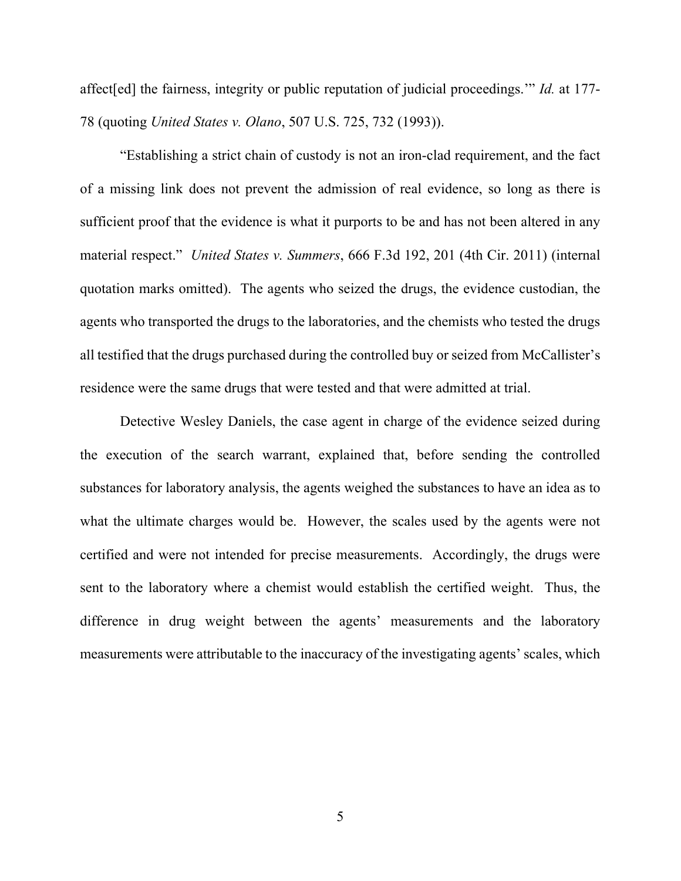affect[ed] the fairness, integrity or public reputation of judicial proceedings.'" *Id.* at 177-78 (quoting *United States v. Olano*, 507 U.S. 725, 732 (1993)).

"Establishing a strict chain of custody is not an iron-clad requirement, and the fact of a missing link does not prevent the admission of real evidence, so long as there is sufficient proof that the evidence is what it purports to be and has not been altered in any material respect." *United States v. Summers*, 666 F.3d 192, 201 (4th Cir. 2011) (internal quotation marks omitted). The agents who seized the drugs, the evidence custodian, the agents who transported the drugs to the laboratories, and the chemists who tested the drugs all testified that the drugs purchased during the controlled buy or seized from McCallister's residence were the same drugs that were tested and that were admitted at trial.

Detective Wesley Daniels, the case agent in charge of the evidence seized during the execution of the search warrant, explained that, before sending the controlled substances for laboratory analysis, the agents weighed the substances to have an idea as to what the ultimate charges would be. However, the scales used by the agents were not certified and were not intended for precise measurements. Accordingly, the drugs were sent to the laboratory where a chemist would establish the certified weight. Thus, the difference in drug weight between the agents' measurements and the laboratory measurements were attributable to the inaccuracy of the investigating agents' scales, which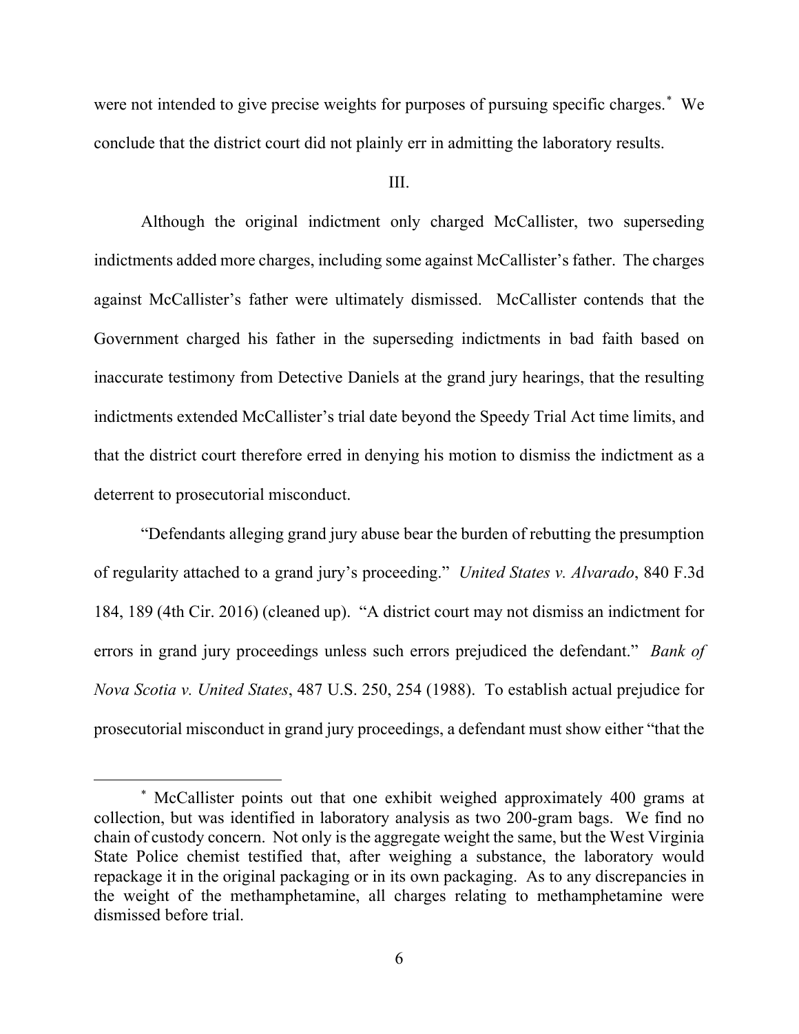were not intended to give precise weights for purposes of pursuing specific charges.[*] We conclude that the district court did not plainly err in admitting the laboratory results.

III.

Although the original indictment only charged McCallister, two superseding indictments added more charges, including some against McCallister's father. The charges against McCallister's father were ultimately dismissed. McCallister contends that the Government charged his father in the superseding indictments in bad faith based on inaccurate testimony from Detective Daniels at the grand jury hearings, that the resulting indictments extended McCallister's trial date beyond the Speedy Trial Act time limits, and that the district court therefore erred in denying his motion to dismiss the indictment as a deterrent to prosecutorial misconduct.

"Defendants alleging grand jury abuse bear the burden of rebutting the presumption of regularity attached to a grand jury's proceeding." *United States v. Alvarado*, 840 F.3d 184, 189 (4th Cir. 2016) (cleaned up). "A district court may not dismiss an indictment for errors in grand jury proceedings unless such errors prejudiced the defendant." *Bank of Nova Scotia v. United States*, 487 U.S. 250, 254 (1988). To establish actual prejudice for prosecutorial misconduct in grand jury proceedings, a defendant must show either "that the

---

[*] McCallister points out that one exhibit weighed approximately 400 grams at collection, but was identified in laboratory analysis as two 200-gram bags. We find no chain of custody concern. Not only is the aggregate weight the same, but the West Virginia State Police chemist testified that, after weighing a substance, the laboratory would repackage it in the original packaging or in its own packaging. As to any discrepancies in the weight of the methamphetamine, all charges relating to methamphetamine were dismissed before trial.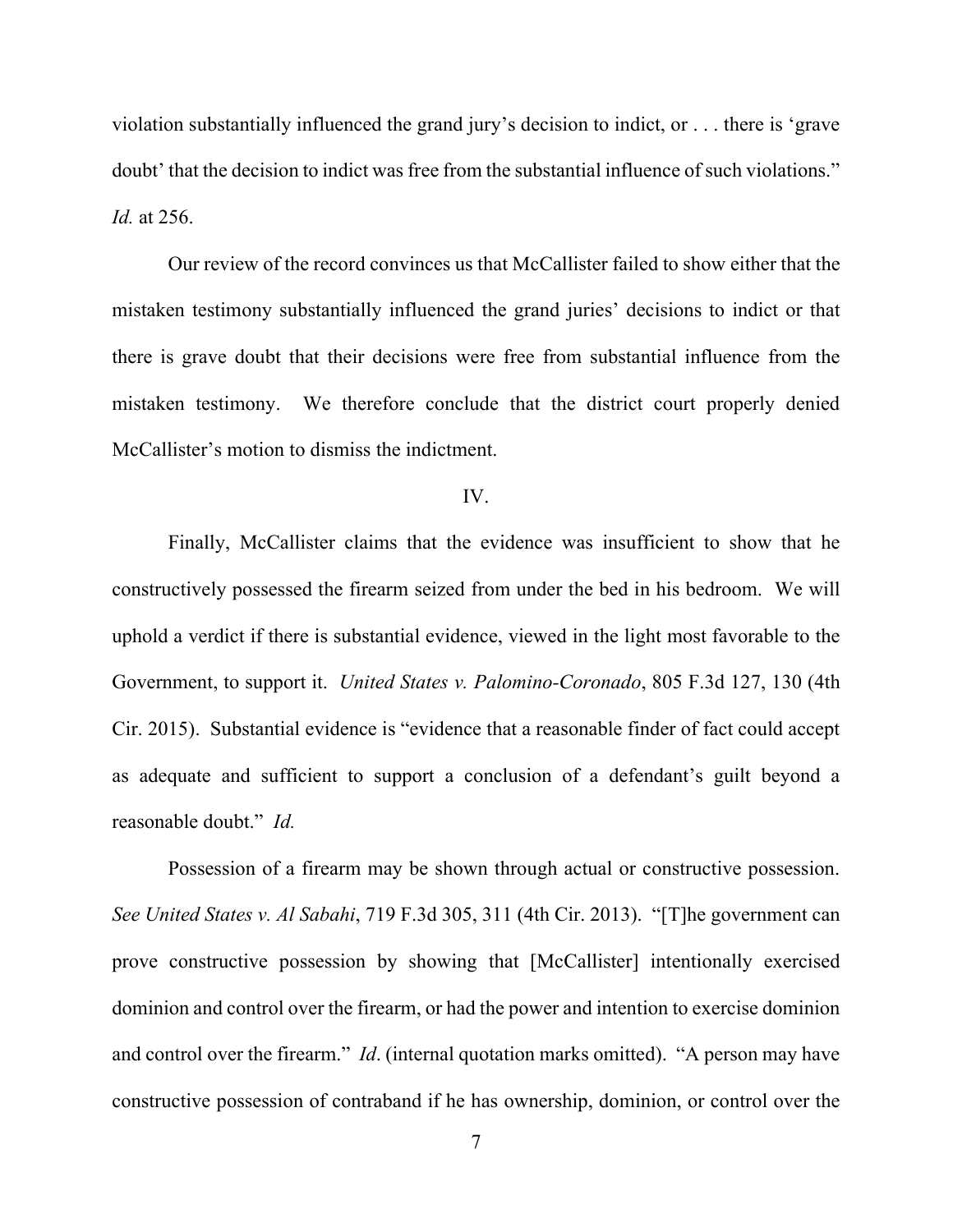violation substantially influenced the grand jury's decision to indict, or . . . there is 'grave doubt' that the decision to indict was free from the substantial influence of such violations." *Id.* at 256.

Our review of the record convinces us that McCallister failed to show either that the mistaken testimony substantially influenced the grand juries' decisions to indict or that there is grave doubt that their decisions were free from substantial influence from the mistaken testimony. We therefore conclude that the district court properly denied McCallister's motion to dismiss the indictment.

IV.

Finally, McCallister claims that the evidence was insufficient to show that he constructively possessed the firearm seized from under the bed in his bedroom. We will uphold a verdict if there is substantial evidence, viewed in the light most favorable to the Government, to support it. *United States v. Palomino-Coronado*, 805 F.3d 127, 130 (4th Cir. 2015). Substantial evidence is "evidence that a reasonable finder of fact could accept as adequate and sufficient to support a conclusion of a defendant's guilt beyond a reasonable doubt." *Id.*

Possession of a firearm may be shown through actual or constructive possession. *See United States v. Al Sabahi*, 719 F.3d 305, 311 (4th Cir. 2013). "[T]he government can prove constructive possession by showing that [McCallister] intentionally exercised dominion and control over the firearm, or had the power and intention to exercise dominion and control over the firearm." *Id*. (internal quotation marks omitted). "A person may have constructive possession of contraband if he has ownership, dominion, or control over the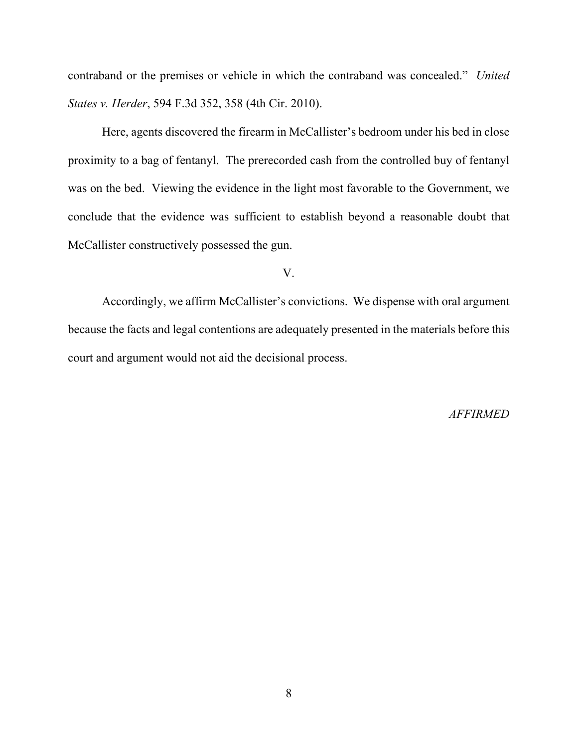contraband or the premises or vehicle in which the contraband was concealed." *United States v. Herder*, 594 F.3d 352, 358 (4th Cir. 2010).

Here, agents discovered the firearm in McCallister's bedroom under his bed in close proximity to a bag of fentanyl. The prerecorded cash from the controlled buy of fentanyl was on the bed. Viewing the evidence in the light most favorable to the Government, we conclude that the evidence was sufficient to establish beyond a reasonable doubt that McCallister constructively possessed the gun.

V.

Accordingly, we affirm McCallister's convictions. We dispense with oral argument because the facts and legal contentions are adequately presented in the materials before this court and argument would not aid the decisional process.

*AFFIRMED*